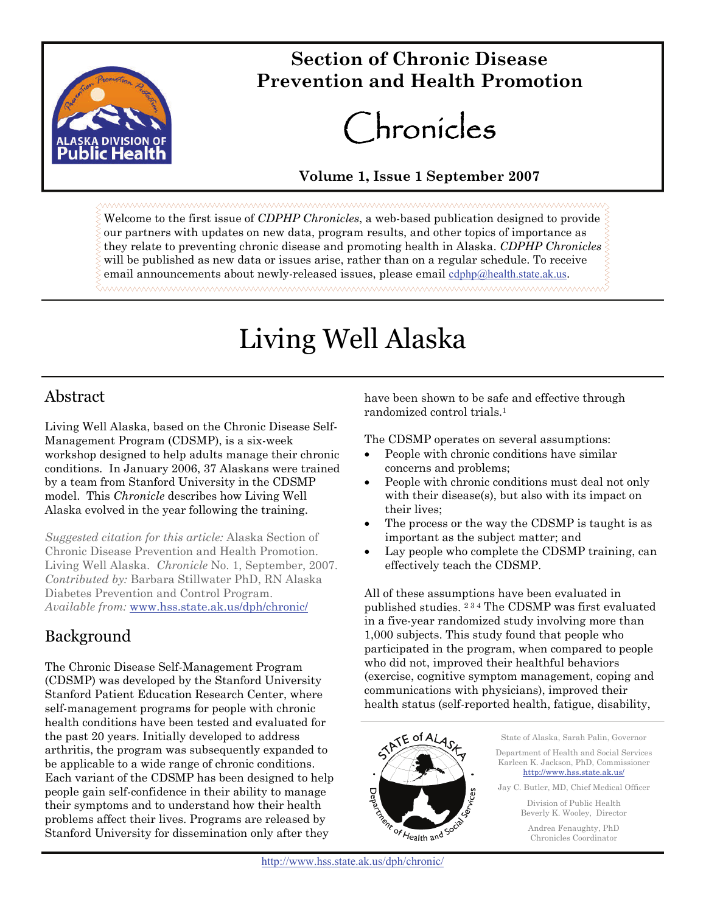# Section of Chronic Disease Prevention and Health Promotion

# Chronicles

**Volume 1, Issue 1 September 2007**

Welcome to the first issue of *CDPHP Chronicles*, a web-based publication designed to provide our partners with updates on new data, program results, and other topics of importance as they relate to preventing chronic disease and promoting health in Alaska. *CDPHP Chronicles* will be published as new data or issues arise, rather than on a regular schedule. To receive email announcements about newly-released issues, please email cdphp@health.state.ak.us.

# Living Well Alaska

## Abstract

Living Well Alaska, based on the Chronic Disease Self-Management Program (CDSMP), is a six-week workshop designed to help adults manage their chronic conditions. In January 2006, 37 Alaskans were trained by a team from Stanford University in the CDSMP model. This *Chronicle* describes how Living Well Alaska evolved in the year following the training.

*Suggested citation for this article:* Alaska Section of Chronic Disease Prevention and Health Promotion. Living Well Alaska. *Chronicle* No. 1, September, 2007. *Contributed by:* Barbara Stillwater PhD, RN Alaska Diabetes Prevention and Control Program. *Available from:* www.hss.state.ak.us/dph/chronic/

## Background

The Chronic Disease Self-Management Program (CDSMP) was developed by the Stanford University Stanford Patient Education Research Center, where self-management programs for people with chronic health conditions have been tested and evaluated for the past 20 years. Initially developed to address arthritis, the program was subsequently expanded to be applicable to a wide range of chronic conditions. Each variant of the CDSMP has been designed to help people gain self-confidence in their ability to manage their symptoms and to understand how their health problems affect their lives. Programs are released by Stanford University for dissemination only after they have been shown to be safe and effective through randomized control trials.[1]

The CDSMP operates on several assumptions:

- People with chronic conditions have similar concerns and problems;
- People with chronic conditions must deal not only with their disease(s), but also with its impact on their lives;
- The process or the way the CDSMP is taught is as important as the subject matter; and
- Lay people who complete the CDSMP training, can effectively teach the CDSMP.

All of these assumptions have been evaluated in published studies.[2 3 4] The CDSMP was first evaluated in a five-year randomized study involving more than 1,000 subjects. This study found that people who participated in the program, when compared to people who did not, improved their healthful behaviors (exercise, cognitive symptom management, coping and communications with physicians), improved their health status (self-reported health, fatigue, disability,

State of Alaska, Sarah Palin, Governor

Department of Health and Social Services
Karleen K. Jackson, PhD, Commissioner
http://www.hss.state.ak.us/

Jay C. Butler, MD, Chief Medical Officer

Division of Public Health
Beverly K. Wooley, Director

Andrea Fenaughty, PhD
Chronicles Coordinator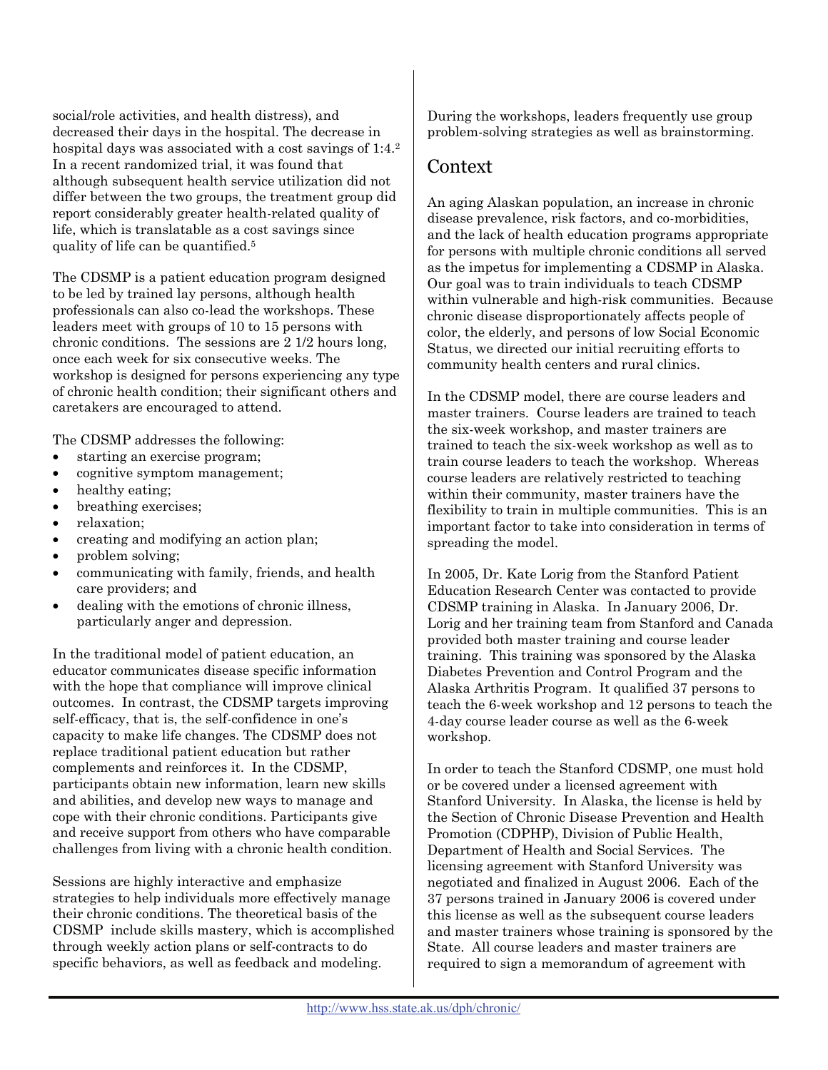social/role activities, and health distress), and decreased their days in the hospital. The decrease in hospital days was associated with a cost savings of 1:4.[2] In a recent randomized trial, it was found that although subsequent health service utilization did not differ between the two groups, the treatment group did report considerably greater health-related quality of life, which is translatable as a cost savings since quality of life can be quantified.[5]

The CDSMP is a patient education program designed to be led by trained lay persons, although health professionals can also co-lead the workshops. These leaders meet with groups of 10 to 15 persons with chronic conditions. The sessions are 2 1/2 hours long, once each week for six consecutive weeks. The workshop is designed for persons experiencing any type of chronic health condition; their significant others and caretakers are encouraged to attend.

The CDSMP addresses the following:

- starting an exercise program;
- cognitive symptom management;
- healthy eating;
- breathing exercises;
- relaxation;
- creating and modifying an action plan;
- problem solving;
- communicating with family, friends, and health care providers; and
- dealing with the emotions of chronic illness, particularly anger and depression.

In the traditional model of patient education, an educator communicates disease specific information with the hope that compliance will improve clinical outcomes. In contrast, the CDSMP targets improving self-efficacy, that is, the self-confidence in one's capacity to make life changes. The CDSMP does not replace traditional patient education but rather complements and reinforces it. In the CDSMP, participants obtain new information, learn new skills and abilities, and develop new ways to manage and cope with their chronic conditions. Participants give and receive support from others who have comparable challenges from living with a chronic health condition.

Sessions are highly interactive and emphasize strategies to help individuals more effectively manage their chronic conditions. The theoretical basis of the CDSMP include skills mastery, which is accomplished through weekly action plans or self-contracts to do specific behaviors, as well as feedback and modeling. During the workshops, leaders frequently use group problem-solving strategies as well as brainstorming.

## Context

An aging Alaskan population, an increase in chronic disease prevalence, risk factors, and co-morbidities, and the lack of health education programs appropriate for persons with multiple chronic conditions all served as the impetus for implementing a CDSMP in Alaska. Our goal was to train individuals to teach CDSMP within vulnerable and high-risk communities. Because chronic disease disproportionately affects people of color, the elderly, and persons of low Social Economic Status, we directed our initial recruiting efforts to community health centers and rural clinics.

In the CDSMP model, there are course leaders and master trainers. Course leaders are trained to teach the six-week workshop, and master trainers are trained to teach the six-week workshop as well as to train course leaders to teach the workshop. Whereas course leaders are relatively restricted to teaching within their community, master trainers have the flexibility to train in multiple communities. This is an important factor to take into consideration in terms of spreading the model.

In 2005, Dr. Kate Lorig from the Stanford Patient Education Research Center was contacted to provide CDSMP training in Alaska. In January 2006, Dr. Lorig and her training team from Stanford and Canada provided both master training and course leader training. This training was sponsored by the Alaska Diabetes Prevention and Control Program and the Alaska Arthritis Program. It qualified 37 persons to teach the 6-week workshop and 12 persons to teach the 4-day course leader course as well as the 6-week workshop.

In order to teach the Stanford CDSMP, one must hold or be covered under a licensed agreement with Stanford University. In Alaska, the license is held by the Section of Chronic Disease Prevention and Health Promotion (CDPHP), Division of Public Health, Department of Health and Social Services. The licensing agreement with Stanford University was negotiated and finalized in August 2006. Each of the 37 persons trained in January 2006 is covered under this license as well as the subsequent course leaders and master trainers whose training is sponsored by the State. All course leaders and master trainers are required to sign a memorandum of agreement with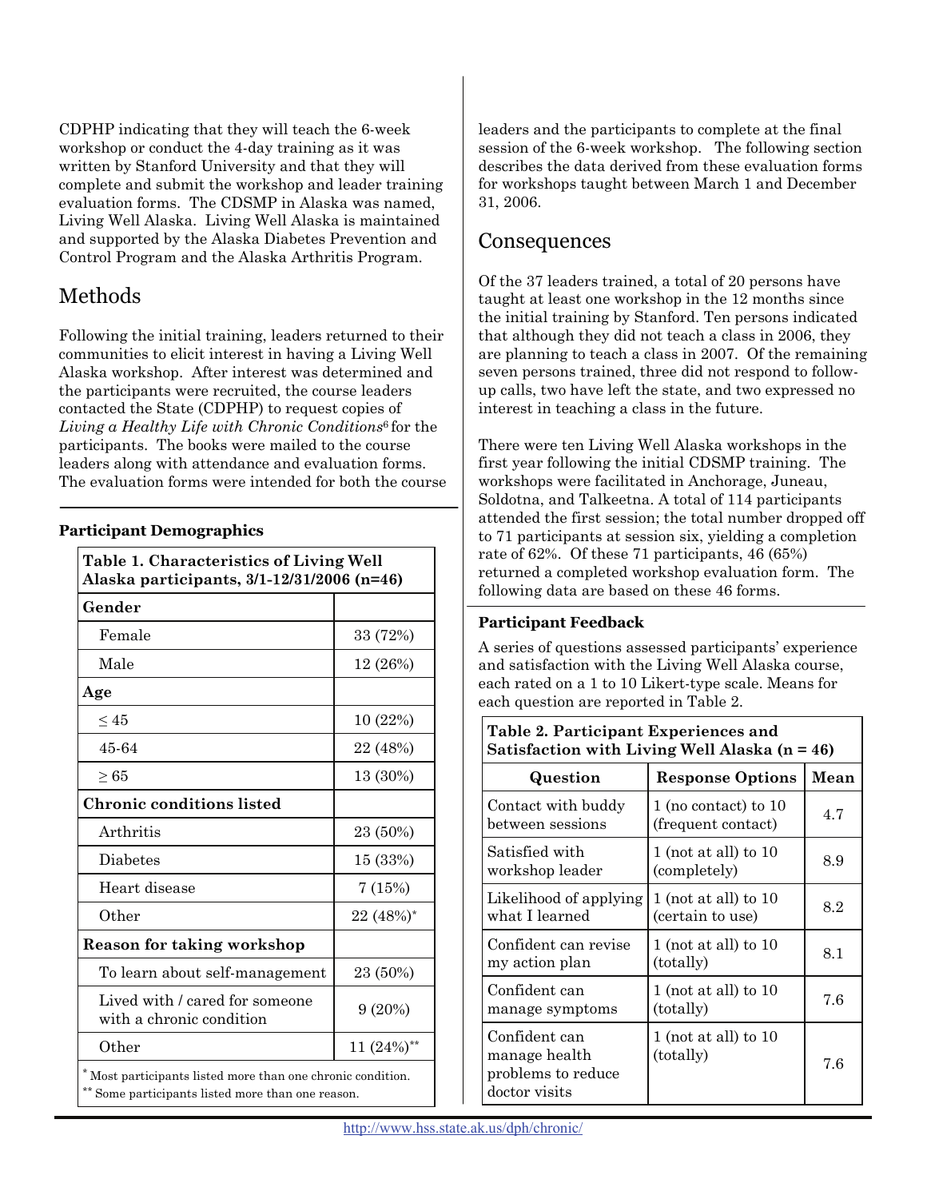CDPHP indicating that they will teach the 6-week workshop or conduct the 4-day training as it was written by Stanford University and that they will complete and submit the workshop and leader training evaluation forms. The CDSMP in Alaska was named, Living Well Alaska. Living Well Alaska is maintained and supported by the Alaska Diabetes Prevention and Control Program and the Alaska Arthritis Program.

## Methods

Following the initial training, leaders returned to their communities to elicit interest in having a Living Well Alaska workshop. After interest was determined and the participants were recruited, the course leaders contacted the State (CDPHP) to request copies of *Living a Healthy Life with Chronic Conditions*[6] for the participants. The books were mailed to the course leaders along with attendance and evaluation forms. The evaluation forms were intended for both the course leaders and the participants to complete at the final session of the 6-week workshop. The following section describes the data derived from these evaluation forms for workshops taught between March 1 and December 31, 2006.

### Participant Demographics

| **Table 1. Characteristics of Living Well Alaska participants, 3/1-12/31/2006 (n=46)** | |
|---|---|
| **Gender** | |
| Female | 33 (72%) |
| Male | 12 (26%) |
| **Age** | |
| ≤ 45 | 10 (22%) |
| 45-64 | 22 (48%) |
| ≥ 65 | 13 (30%) |
| **Chronic conditions listed** | |
| Arthritis | 23 (50%) |
| Diabetes | 15 (33%) |
| Heart disease | 7 (15%) |
| Other | 22 (48%)* |
| **Reason for taking workshop** | |
| To learn about self-management | 23 (50%) |
| Lived with / cared for someone with a chronic condition | 9 (20%) |
| Other | 11 (24%)** |

\* Most participants listed more than one chronic condition.
\*\* Some participants listed more than one reason.

## Consequences

Of the 37 leaders trained, a total of 20 persons have taught at least one workshop in the 12 months since the initial training by Stanford. Ten persons indicated that although they did not teach a class in 2006, they are planning to teach a class in 2007. Of the remaining seven persons trained, three did not respond to follow-up calls, two have left the state, and two expressed no interest in teaching a class in the future.

There were ten Living Well Alaska workshops in the first year following the initial CDSMP training. The workshops were facilitated in Anchorage, Juneau, Soldotna, and Talkeetna. A total of 114 participants attended the first session; the total number dropped off to 71 participants at session six, yielding a completion rate of 62%. Of these 71 participants, 46 (65%) returned a completed workshop evaluation form. The following data are based on these 46 forms.

### Participant Feedback

A series of questions assessed participants' experience and satisfaction with the Living Well Alaska course, each rated on a 1 to 10 Likert-type scale. Means for each question are reported in Table 2.

**Table 2. Participant Experiences and Satisfaction with Living Well Alaska (n = 46)**

| Question | Response Options | Mean |
|---|---|---|
| Contact with buddy between sessions | 1 (no contact) to 10 (frequent contact) | 4.7 |
| Satisfied with workshop leader | 1 (not at all) to 10 (completely) | 8.9 |
| Likelihood of applying what I learned | 1 (not at all) to 10 (certain to use) | 8.2 |
| Confident can revise my action plan | 1 (not at all) to 10 (totally) | 8.1 |
| Confident can manage symptoms | 1 (not at all) to 10 (totally) | 7.6 |
| Confident can manage health problems to reduce doctor visits | 1 (not at all) to 10 (totally) | 7.6 |

http://www.hss.state.ak.us/dph/chronic/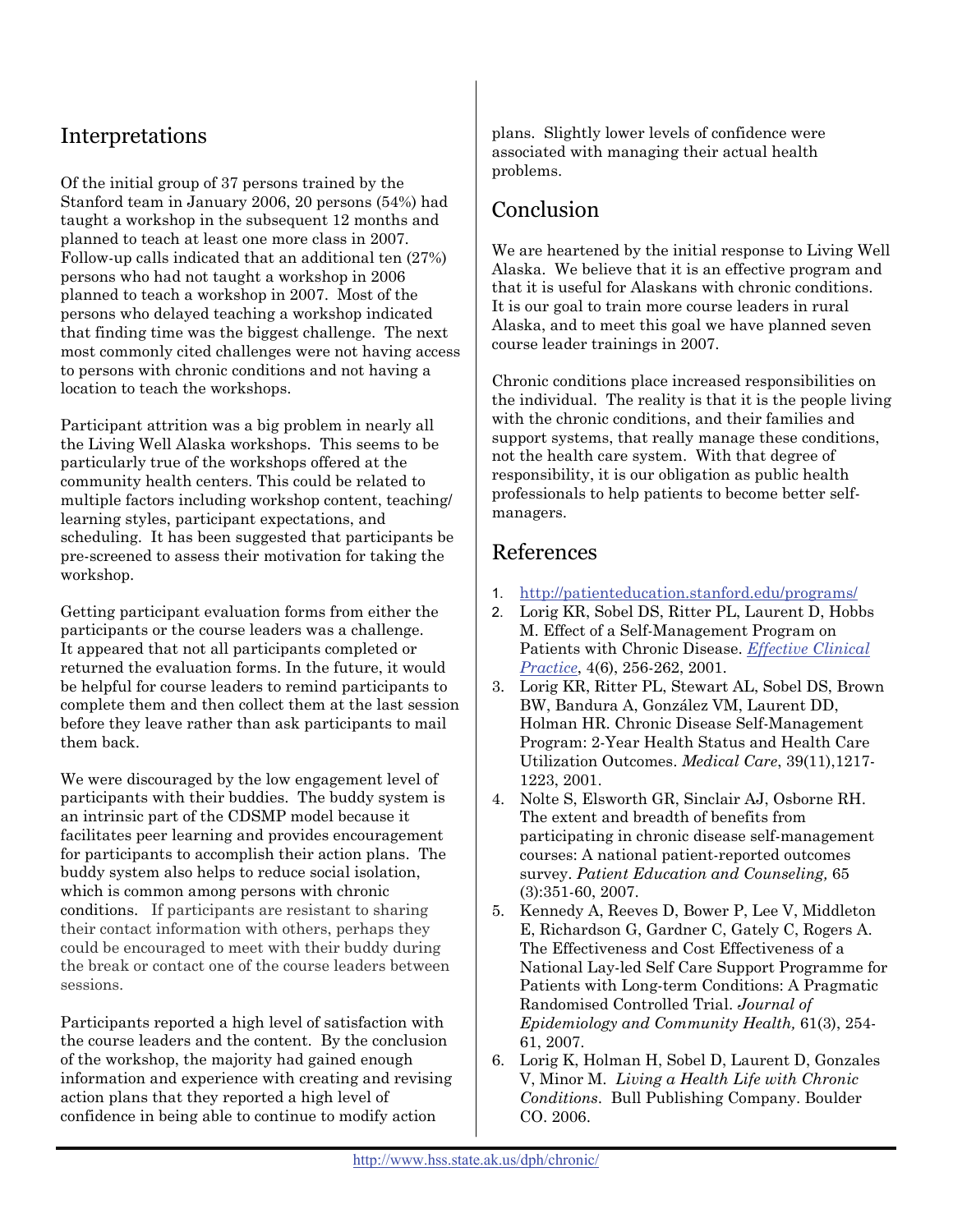## Interpretations

Of the initial group of 37 persons trained by the Stanford team in January 2006, 20 persons (54%) had taught a workshop in the subsequent 12 months and planned to teach at least one more class in 2007. Follow-up calls indicated that an additional ten (27%) persons who had not taught a workshop in 2006 planned to teach a workshop in 2007. Most of the persons who delayed teaching a workshop indicated that finding time was the biggest challenge. The next most commonly cited challenges were not having access to persons with chronic conditions and not having a location to teach the workshops.

Participant attrition was a big problem in nearly all the Living Well Alaska workshops. This seems to be particularly true of the workshops offered at the community health centers. This could be related to multiple factors including workshop content, teaching/ learning styles, participant expectations, and scheduling. It has been suggested that participants be pre-screened to assess their motivation for taking the workshop.

Getting participant evaluation forms from either the participants or the course leaders was a challenge. It appeared that not all participants completed or returned the evaluation forms. In the future, it would be helpful for course leaders to remind participants to complete them and then collect them at the last session before they leave rather than ask participants to mail them back.

We were discouraged by the low engagement level of participants with their buddies. The buddy system is an intrinsic part of the CDSMP model because it facilitates peer learning and provides encouragement for participants to accomplish their action plans. The buddy system also helps to reduce social isolation, which is common among persons with chronic conditions. If participants are resistant to sharing their contact information with others, perhaps they could be encouraged to meet with their buddy during the break or contact one of the course leaders between sessions.

Participants reported a high level of satisfaction with the course leaders and the content. By the conclusion of the workshop, the majority had gained enough information and experience with creating and revising action plans that they reported a high level of confidence in being able to continue to modify action plans. Slightly lower levels of confidence were associated with managing their actual health problems.

## Conclusion

We are heartened by the initial response to Living Well Alaska. We believe that it is an effective program and that it is useful for Alaskans with chronic conditions. It is our goal to train more course leaders in rural Alaska, and to meet this goal we have planned seven course leader trainings in 2007.

Chronic conditions place increased responsibilities on the individual. The reality is that it is the people living with the chronic conditions, and their families and support systems, that really manage these conditions, not the health care system. With that degree of responsibility, it is our obligation as public health professionals to help patients to become better self-managers.

## References

1. http://patienteducation.stanford.edu/programs/
2. Lorig KR, Sobel DS, Ritter PL, Laurent D, Hobbs M. Effect of a Self-Management Program on Patients with Chronic Disease. *Effective Clinical Practice*, 4(6), 256-262, 2001.
3. Lorig KR, Ritter PL, Stewart AL, Sobel DS, Brown BW, Bandura A, González VM, Laurent DD, Holman HR. Chronic Disease Self-Management Program: 2-Year Health Status and Health Care Utilization Outcomes. *Medical Care*, 39(11),1217-1223, 2001.
4. Nolte S, Elsworth GR, Sinclair AJ, Osborne RH. The extent and breadth of benefits from participating in chronic disease self-management courses: A national patient-reported outcomes survey. *Patient Education and Counseling,* 65 (3):351-60, 2007.
5. Kennedy A, Reeves D, Bower P, Lee V, Middleton E, Richardson G, Gardner C, Gately C, Rogers A. The Effectiveness and Cost Effectiveness of a National Lay-led Self Care Support Programme for Patients with Long-term Conditions: A Pragmatic Randomised Controlled Trial. *Journal of Epidemiology and Community Health,* 61(3), 254-61, 2007.
6. Lorig K, Holman H, Sobel D, Laurent D, Gonzales V, Minor M. *Living a Health Life with Chronic Conditions*. Bull Publishing Company. Boulder CO. 2006.